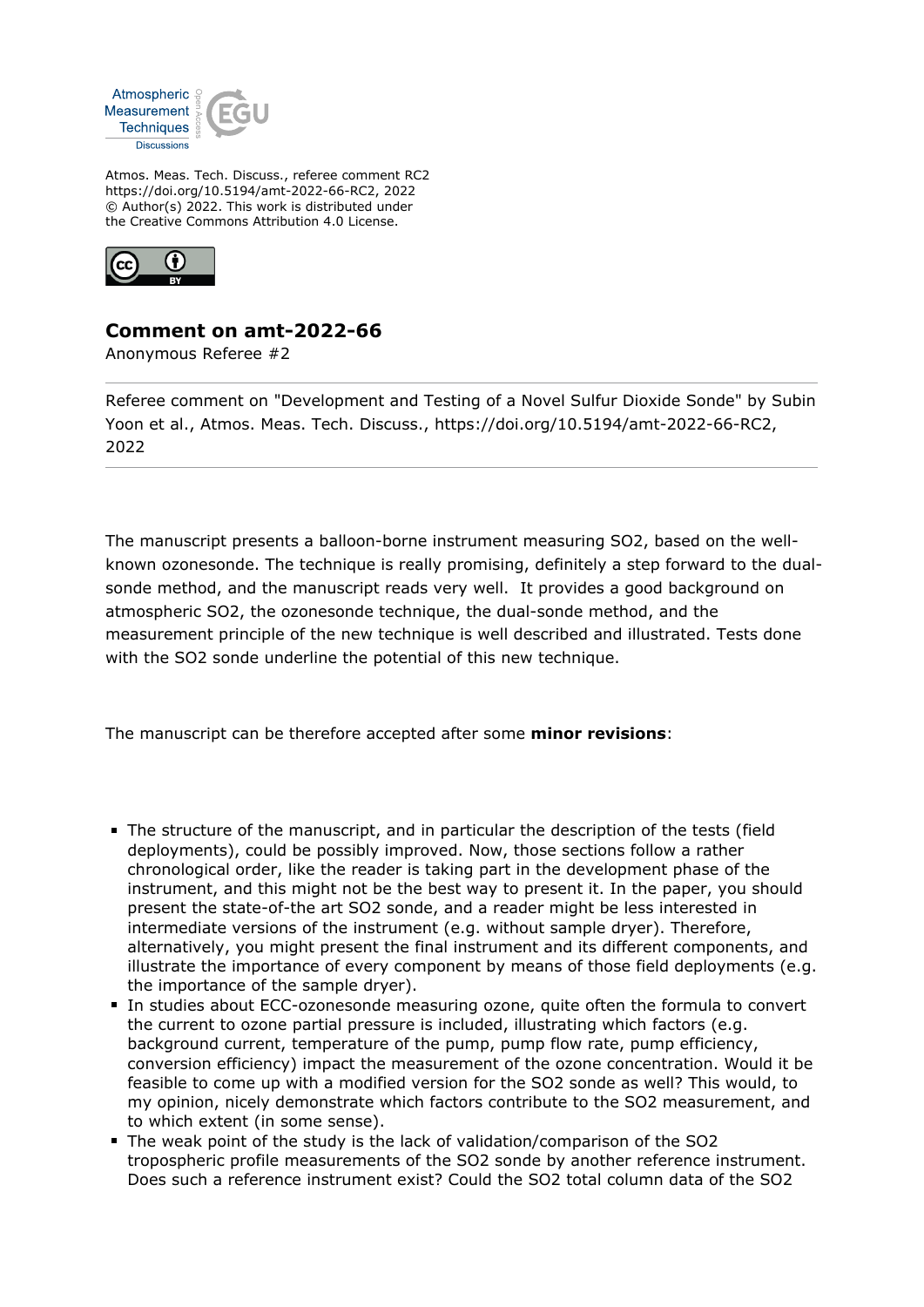Atmos. Meas. Tech. Discuss., referee comment RC2
https://doi.org/10.5194/amt-2022-66-RC2, 2022
© Author(s) 2022. This work is distributed under
the Creative Commons Attribution 4.0 License.

## Comment on amt-2022-66

Anonymous Referee #2

Referee comment on "Development and Testing of a Novel Sulfur Dioxide Sonde" by Subin Yoon et al., Atmos. Meas. Tech. Discuss., https://doi.org/10.5194/amt-2022-66-RC2, 2022

The manuscript presents a balloon-borne instrument measuring SO2, based on the well-known ozonesonde. The technique is really promising, definitely a step forward to the dual-sonde method, and the manuscript reads very well. It provides a good background on atmospheric SO2, the ozonesonde technique, the dual-sonde method, and the measurement principle of the new technique is well described and illustrated. Tests done with the SO2 sonde underline the potential of this new technique.

The manuscript can be therefore accepted after some **minor revisions**:

- The structure of the manuscript, and in particular the description of the tests (field deployments), could be possibly improved. Now, those sections follow a rather chronological order, like the reader is taking part in the development phase of the instrument, and this might not be the best way to present it. In the paper, you should present the state-of-the art SO2 sonde, and a reader might be less interested in intermediate versions of the instrument (e.g. without sample dryer). Therefore, alternatively, you might present the final instrument and its different components, and illustrate the importance of every component by means of those field deployments (e.g. the importance of the sample dryer).
- In studies about ECC-ozonesonde measuring ozone, quite often the formula to convert the current to ozone partial pressure is included, illustrating which factors (e.g. background current, temperature of the pump, pump flow rate, pump efficiency, conversion efficiency) impact the measurement of the ozone concentration. Would it be feasible to come up with a modified version for the SO2 sonde as well? This would, to my opinion, nicely demonstrate which factors contribute to the SO2 measurement, and to which extent (in some sense).
- The weak point of the study is the lack of validation/comparison of the SO2 tropospheric profile measurements of the SO2 sonde by another reference instrument. Does such a reference instrument exist? Could the SO2 total column data of the SO2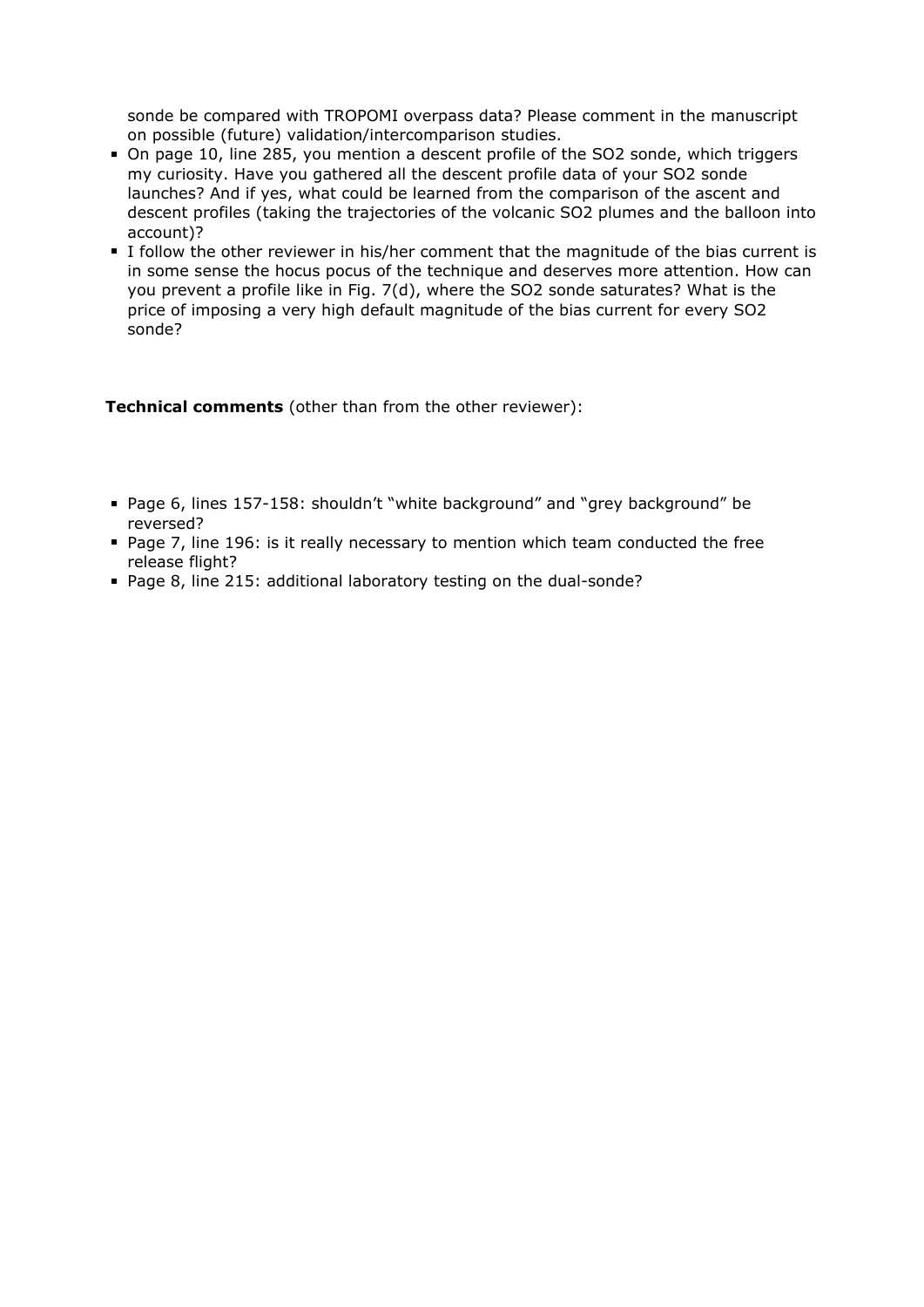sonde be compared with TROPOMI overpass data? Please comment in the manuscript on possible (future) validation/intercomparison studies.

- On page 10, line 285, you mention a descent profile of the $SO_2$ sonde, which triggers my curiosity. Have you gathered all the descent profile data of your $SO_2$ sonde launches? And if yes, what could be learned from the comparison of the ascent and descent profiles (taking the trajectories of the volcanic $SO_2$ plumes and the balloon into account)?
- I follow the other reviewer in his/her comment that the magnitude of the bias current is in some sense the hocus pocus of the technique and deserves more attention. How can you prevent a profile like in Fig. 7(d), where the $SO_2$ sonde saturates? What is the price of imposing a very high default magnitude of the bias current for every $SO_2$ sonde?

**Technical comments** (other than from the other reviewer):

- Page 6, lines 157-158: shouldn't "white background" and "grey background" be reversed?
- Page 7, line 196: is it really necessary to mention which team conducted the free release flight?
- Page 8, line 215: additional laboratory testing on the dual-sonde?